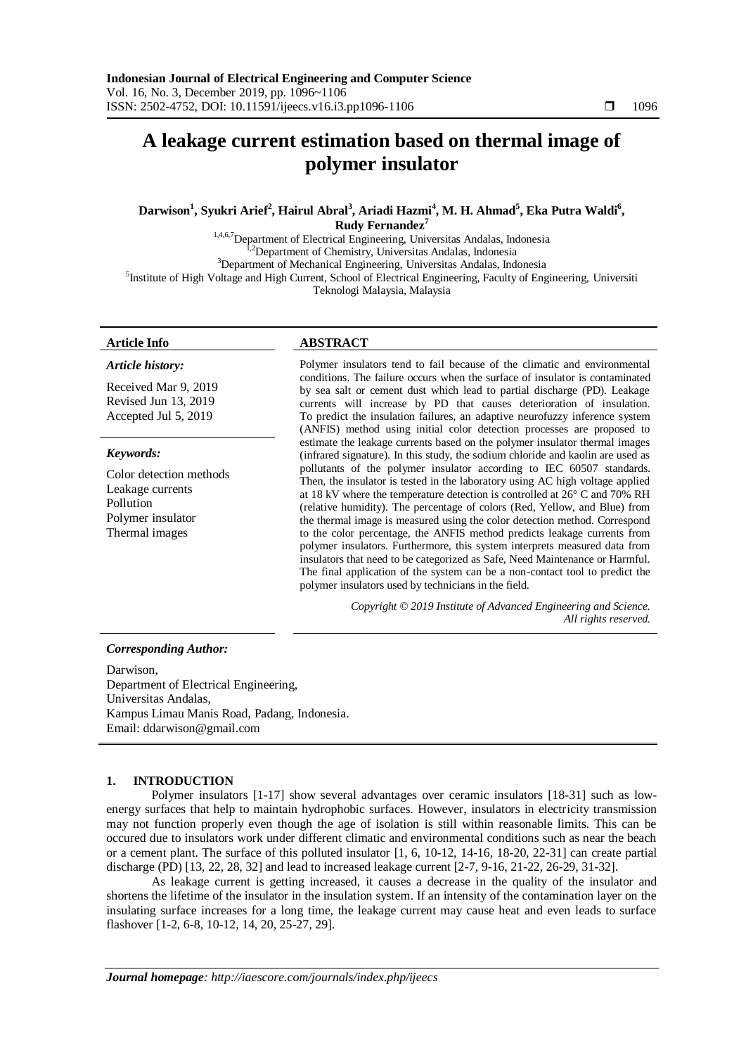# A leakage current estimation based on thermal image of polymer insulator

**Darwison[1], Syukri Arief[2], Hairul Abral[3], Ariadi Hazmi[4], M. H. Ahmad[5], Eka Putra Waldi[6], Rudy Fernandez[7]**

[1,4,6,7]Department of Electrical Engineering, Universitas Andalas, Indonesia
[1,2]Department of Chemistry, Universitas Andalas, Indonesia
[3]Department of Mechanical Engineering, Universitas Andalas, Indonesia
[5]Institute of High Voltage and High Current, School of Electrical Engineering, Faculty of Engineering, Universiti Teknologi Malaysia, Malaysia

**Article Info**

*Article history:*

Received Mar 9, 2019
Revised Jun 13, 2019
Accepted Jul 5, 2019

*Keywords:*

Color detection methods
Leakage currents
Pollution
Polymer insulator
Thermal images

**ABSTRACT**

Polymer insulators tend to fail because of the climatic and environmental conditions. The failure occurs when the surface of insulator is contaminated by sea salt or cement dust which lead to partial discharge (PD). Leakage currents will increase by PD that causes deterioration of insulation. To predict the insulation failures, an adaptive neurofuzzy inference system (ANFIS) method using initial color detection processes are proposed to estimate the leakage currents based on the polymer insulator thermal images (infrared signature). In this study, the sodium chloride and kaolin are used as pollutants of the polymer insulator according to IEC 60507 standards. Then, the insulator is tested in the laboratory using AC high voltage applied at 18 kV where the temperature detection is controlled at 26° C and 70% RH (relative humidity). The percentage of colors (Red, Yellow, and Blue) from the thermal image is measured using the color detection method. Correspond to the color percentage, the ANFIS method predicts leakage currents from polymer insulators. Furthermore, this system interprets measured data from insulators that need to be categorized as Safe, Need Maintenance or Harmful. The final application of the system can be a non-contact tool to predict the polymer insulators used by technicians in the field.

*Copyright © 2019 Institute of Advanced Engineering and Science. All rights reserved.*

***Corresponding Author:***

Darwison,
Department of Electrical Engineering,
Universitas Andalas,
Kampus Limau Manis Road, Padang, Indonesia.
Email: ddarwison@gmail.com

## 1. INTRODUCTION

Polymer insulators [1-17] show several advantages over ceramic insulators [18-31] such as low-energy surfaces that help to maintain hydrophobic surfaces. However, insulators in electricity transmission may not function properly even though the age of isolation is still within reasonable limits. This can be occured due to insulators work under different climatic and environmental conditions such as near the beach or a cement plant. The surface of this polluted insulator [1, 6, 10-12, 14-16, 18-20, 22-31] can create partial discharge (PD) [13, 22, 28, 32] and lead to increased leakage current [2-7, 9-16, 21-22, 26-29, 31-32].

As leakage current is getting increased, it causes a decrease in the quality of the insulator and shortens the lifetime of the insulator in the insulation system. If an intensity of the contamination layer on the insulating surface increases for a long time, the leakage current may cause heat and even leads to surface flashover [1-2, 6-8, 10-12, 14, 20, 25-27, 29].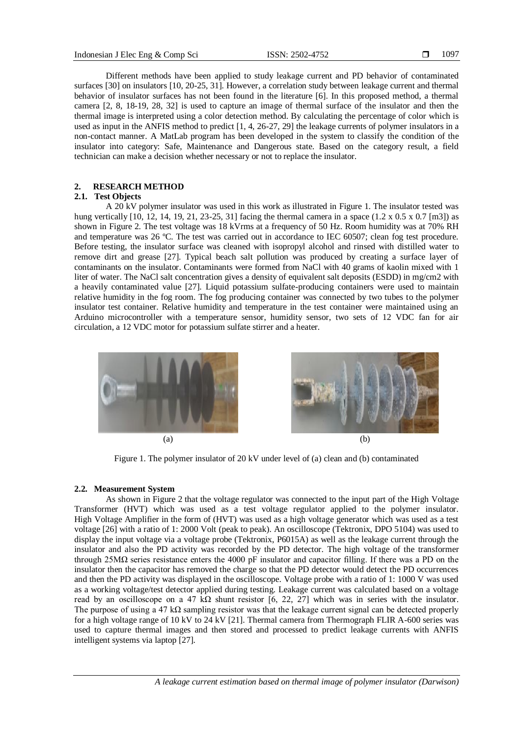Different methods have been applied to study leakage current and PD behavior of contaminated surfaces [30] on insulators [10, 20-25, 31]. However, a correlation study between leakage current and thermal behavior of insulator surfaces has not been found in the literature [6]. In this proposed method, a thermal camera [2, 8, 18-19, 28, 32] is used to capture an image of thermal surface of the insulator and then the thermal image is interpreted using a color detection method. By calculating the percentage of color which is used as input in the ANFIS method to predict [1, 4, 26-27, 29] the leakage currents of polymer insulators in a non-contact manner. A MatLab program has been developed in the system to classify the condition of the insulator into category: Safe, Maintenance and Dangerous state. Based on the category result, a field technician can make a decision whether necessary or not to replace the insulator.

## 2. RESEARCH METHOD

### 2.1. Test Objects

A 20 kV polymer insulator was used in this work as illustrated in Figure 1. The insulator tested was hung vertically [10, 12, 14, 19, 21, 23-25, 31] facing the thermal camera in a space (1.2 x 0.5 x 0.7 [m3]) as shown in Figure 2. The test voltage was 18 kVrms at a frequency of 50 Hz. Room humidity was at 70% RH and temperature was 26 ºC. The test was carried out in accordance to IEC 60507; clean fog test procedure. Before testing, the insulator surface was cleaned with isopropyl alcohol and rinsed with distilled water to remove dirt and grease [27]. Typical beach salt pollution was produced by creating a surface layer of contaminants on the insulator. Contaminants were formed from NaCl with 40 grams of kaolin mixed with 1 liter of water. The NaCl salt concentration gives a density of equivalent salt deposits (ESDD) in mg/cm2 with a heavily contaminated value [27]. Liquid potassium sulfate-producing containers were used to maintain relative humidity in the fog room. The fog producing container was connected by two tubes to the polymer insulator test container. Relative humidity and temperature in the test container were maintained using an Arduino microcontroller with a temperature sensor, humidity sensor, two sets of 12 VDC fan for air circulation, a 12 VDC motor for potassium sulfate stirrer and a heater.

(a)

(b)

Figure 1. The polymer insulator of 20 kV under level of (a) clean and (b) contaminated

### 2.2. Measurement System

As shown in Figure 2 that the voltage regulator was connected to the input part of the High Voltage Transformer (HVT) which was used as a test voltage regulator applied to the polymer insulator. High Voltage Amplifier in the form of (HVT) was used as a high voltage generator which was used as a test voltage [26] with a ratio of 1: 2000 Volt (peak to peak). An oscilloscope (Tektronix, DPO 5104) was used to display the input voltage via a voltage probe (Tektronix, P6015A) as well as the leakage current through the insulator and also the PD activity was recorded by the PD detector. The high voltage of the transformer through 25MΩ series resistance enters the 4000 pF insulator and capacitor filling. If there was a PD on the insulator then the capacitor has removed the charge so that the PD detector would detect the PD occurrences and then the PD activity was displayed in the oscilloscope. Voltage probe with a ratio of 1: 1000 V was used as a working voltage/test detector applied during testing. Leakage current was calculated based on a voltage read by an oscilloscope on a 47 kΩ shunt resistor [6, 22, 27] which was in series with the insulator. The purpose of using a 47 kΩ sampling resistor was that the leakage current signal can be detected properly for a high voltage range of 10 kV to 24 kV [21]. Thermal camera from Thermograph FLIR A-600 series was used to capture thermal images and then stored and processed to predict leakage currents with ANFIS intelligent systems via laptop [27].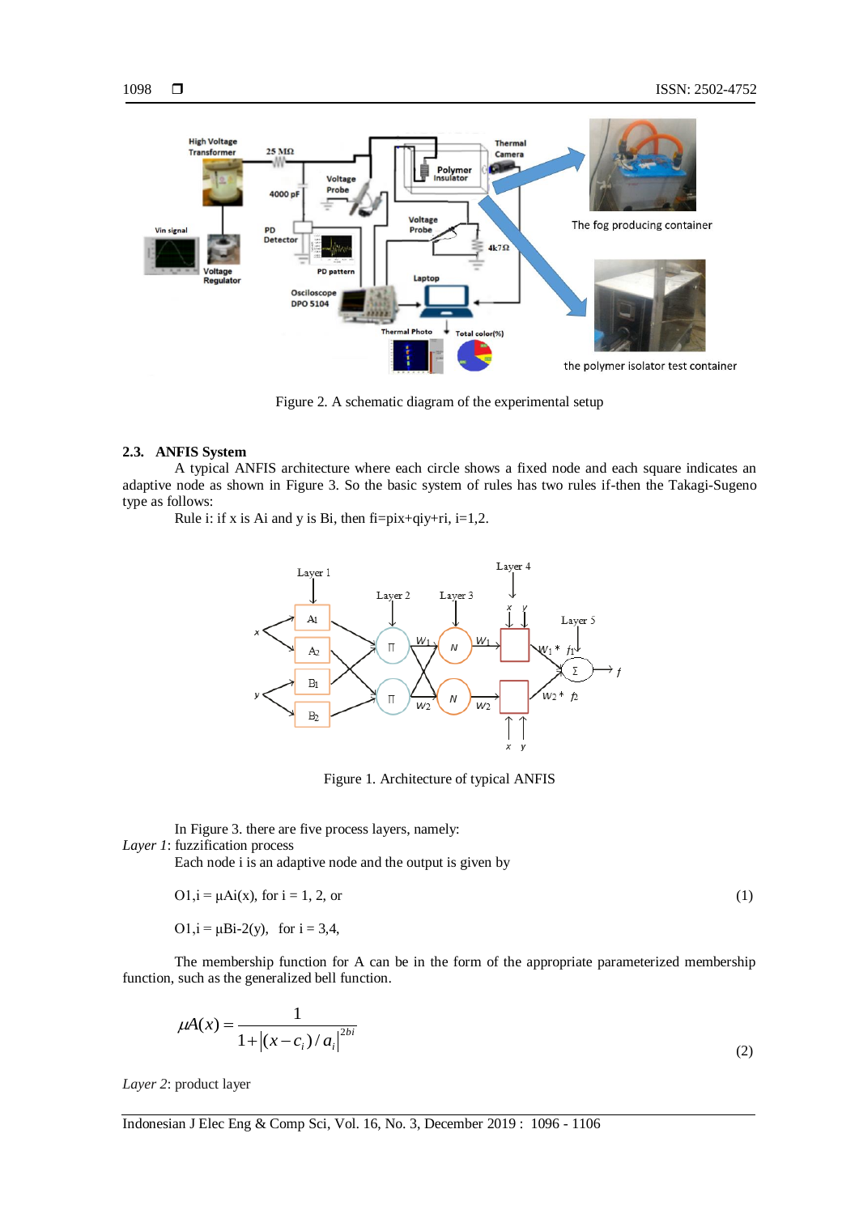Figure 2. A schematic diagram of the experimental setup

### 2.3. ANFIS System

A typical ANFIS architecture where each circle shows a fixed node and each square indicates an adaptive node as shown in Figure 3. So the basic system of rules has two rules if-then the Takagi-Sugeno type as follows:

Rule i: if x is Ai and y is Bi, then fi=pix+qiy+ri, i=1,2.

Figure 1. Architecture of typical ANFIS

In Figure 3. there are five process layers, namely:

*Layer 1*: fuzzification process

Each node i is an adaptive node and the output is given by

$$O_{1,i} = \mu A_i(x),\ \text{for } i = 1, 2, \text{ or} \tag{1}$$

$$O_{1,i} = \mu B_{i-2}(y),\ \text{for } i = 3,4,$$

The membership function for A can be in the form of the appropriate parameterized membership function, such as the generalized bell function.

$$\mu A(x) = \frac{1}{1 + \left|(x - c_i)/a_i\right|^{2b_i}} \tag{2}$$

*Layer 2*: product layer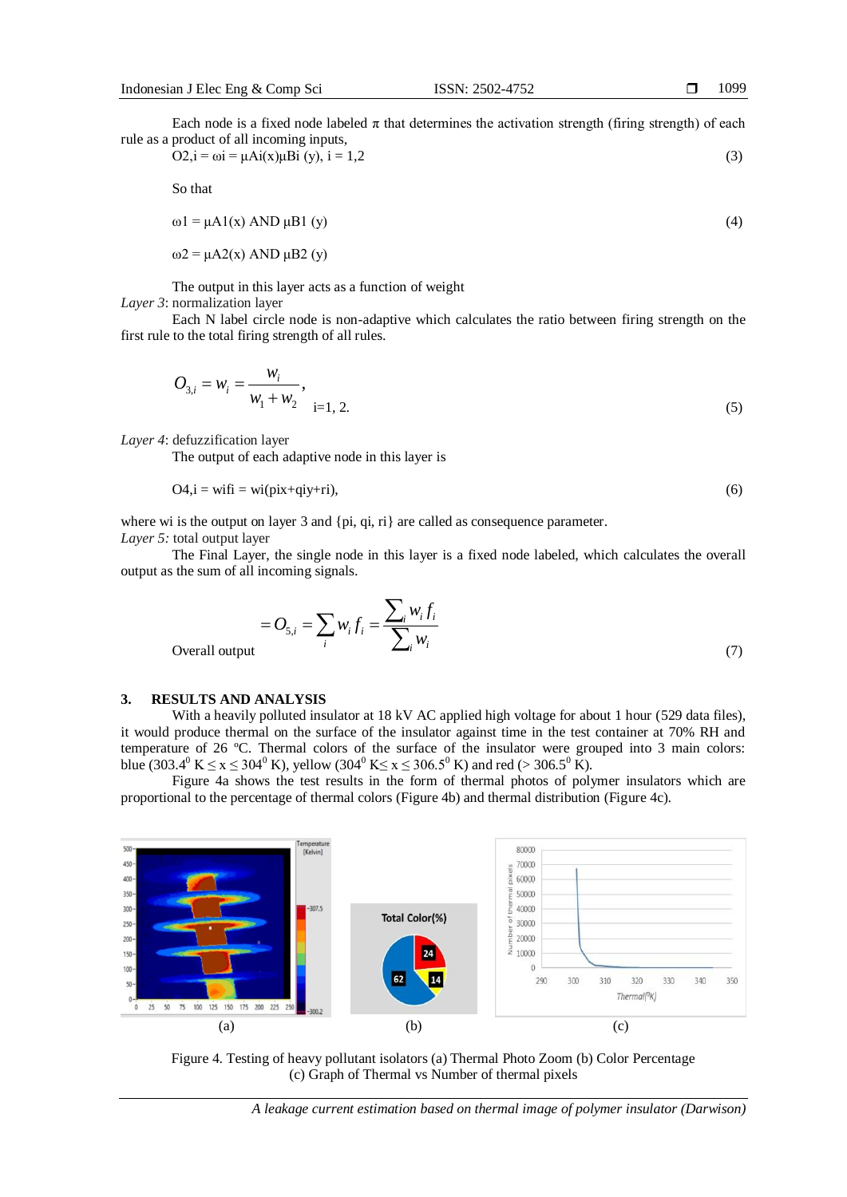Each node is a fixed node labeled $\pi$ that determines the activation strength (firing strength) of each rule as a product of all incoming inputs,

$$O_{2,i} = \omega_i = \mu A_i(x)\mu B_i(y),\ i = 1,2 \tag{3}$$

So that

$$\omega_1 = \mu A_1(x) \text{ AND } \mu B_1(y) \tag{4}$$

$$\omega_2 = \mu A_2(x) \text{ AND } \mu B_2(y)$$

The output in this layer acts as a function of weight

*Layer 3*: normalization layer

Each N label circle node is non-adaptive which calculates the ratio between firing strength on the first rule to the total firing strength of all rules.

$$O_{3,i} = \bar{w}_i = \frac{w_i}{w_1 + w_2},\quad i=1, 2. \tag{5}$$

*Layer 4*: defuzzification layer

The output of each adaptive node in this layer is

$$O_{4,i} = \bar{w}_i f_i = \bar{w}_i(p_i x + q_i y + r_i), \tag{6}$$

where $\bar{w}_i$ is the output on layer 3 and $\{p_i, q_i, r_i\}$ are called as consequence parameter.

*Layer 5:* total output layer

The Final Layer, the single node in this layer is a fixed node labeled, which calculates the overall output as the sum of all incoming signals.

$$\text{Overall output} = O_{5,i} = \sum_i \bar{w}_i f_i = \frac{\sum_i w_i f_i}{\sum_i w_i} \tag{7}$$

## 3. RESULTS AND ANALYSIS

With a heavily polluted insulator at 18 kV AC applied high voltage for about 1 hour (529 data files), it would produce thermal on the surface of the insulator against time in the test container at 70% RH and temperature of 26 ºC. Thermal colors of the surface of the insulator were grouped into 3 main colors: blue ($303.4^0$ K $\leq x \leq 304^0$ K), yellow ($304^0$ K$\leq x \leq 306.5^0$ K) and red ($> 306.5^0$ K).

Figure 4a shows the test results in the form of thermal photos of polymer insulators which are proportional to the percentage of thermal colors (Figure 4b) and thermal distribution (Figure 4c).

(a) (b) (c)

Figure 4. Testing of heavy pollutant isolators (a) Thermal Photo Zoom (b) Color Percentage (c) Graph of Thermal vs Number of thermal pixels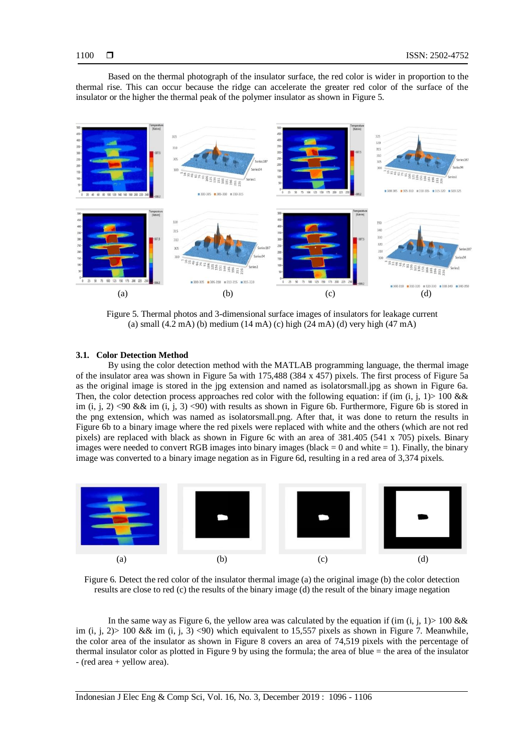Based on the thermal photograph of the insulator surface, the red color is wider in proportion to the thermal rise. This can occur because the ridge can accelerate the greater red color of the surface of the insulator or the higher the thermal peak of the polymer insulator as shown in Figure 5.

Figure 5. Thermal photos and 3-dimensional surface images of insulators for leakage current (a) small (4.2 mA) (b) medium (14 mA) (c) high (24 mA) (d) very high (47 mA)

### 3.1. Color Detection Method

By using the color detection method with the MATLAB programming language, the thermal image of the insulator area was shown in Figure 5a with 175,488 (384 x 457) pixels. The first process of Figure 5a as the original image is stored in the jpg extension and named as isolatorsmall.jpg as shown in Figure 6a. Then, the color detection process approaches red color with the following equation: if (im (i, j, 1)> 100 && im (i, j, 2) <90 && im (i, j, 3) <90) with results as shown in Figure 6b. Furthermore, Figure 6b is stored in the png extension, which was named as isolatorsmall.png. After that, it was done to return the results in Figure 6b to a binary image where the red pixels were replaced with white and the others (which are not red pixels) are replaced with black as shown in Figure 6c with an area of 381.405 (541 x 705) pixels. Binary images were needed to convert RGB images into binary images (black = 0 and white = 1). Finally, the binary image was converted to a binary image negation as in Figure 6d, resulting in a red area of 3,374 pixels.

Figure 6. Detect the red color of the insulator thermal image (a) the original image (b) the color detection results are close to red (c) the results of the binary image (d) the result of the binary image negation

In the same way as Figure 6, the yellow area was calculated by the equation if (im (i, j, 1)> 100 && im (i, j, 2)> 100 && im (i, j, 3) <90) which equivalent to 15,557 pixels as shown in Figure 7. Meanwhile, the color area of the insulator as shown in Figure 8 covers an area of 74,519 pixels with the percentage of thermal insulator color as plotted in Figure 9 by using the formula; the area of blue = the area of the insulator - (red area + yellow area).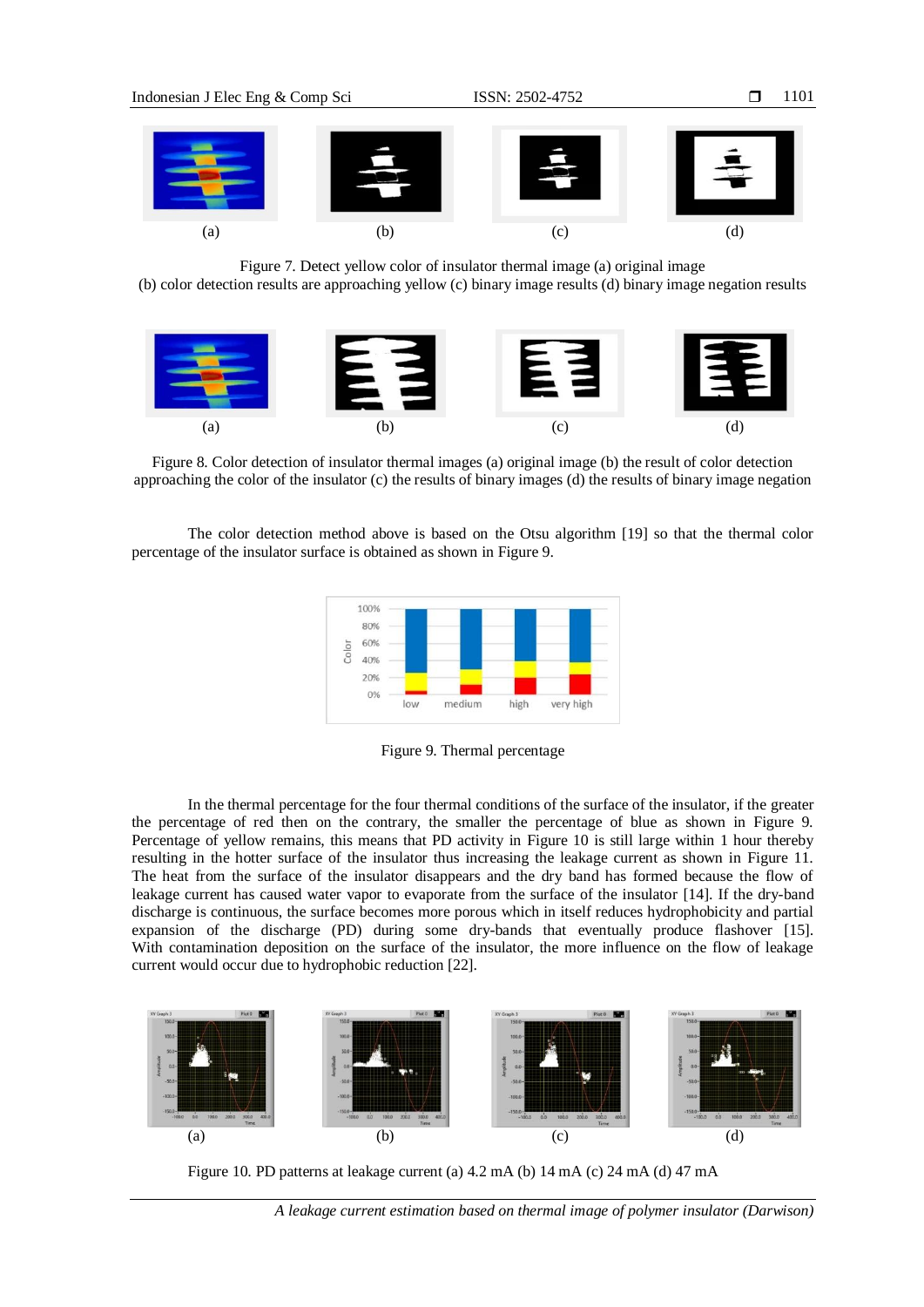(a) (b) (c) (d)

Figure 7. Detect yellow color of insulator thermal image (a) original image
(b) color detection results are approaching yellow (c) binary image results (d) binary image negation results

(a) (b) (c) (d)

Figure 8. Color detection of insulator thermal images (a) original image (b) the result of color detection approaching the color of the insulator (c) the results of binary images (d) the results of binary image negation

The color detection method above is based on the Otsu algorithm [19] so that the thermal color percentage of the insulator surface is obtained as shown in Figure 9.

Figure 9. Thermal percentage

In the thermal percentage for the four thermal conditions of the surface of the insulator, if the greater the percentage of red then on the contrary, the smaller the percentage of blue as shown in Figure 9. Percentage of yellow remains, this means that PD activity in Figure 10 is still large within 1 hour thereby resulting in the hotter surface of the insulator thus increasing the leakage current as shown in Figure 11. The heat from the surface of the insulator disappears and the dry band has formed because the flow of leakage current has caused water vapor to evaporate from the surface of the insulator [14]. If the dry-band discharge is continuous, the surface becomes more porous which in itself reduces hydrophobicity and partial expansion of the discharge (PD) during some dry-bands that eventually produce flashover [15]. With contamination deposition on the surface of the insulator, the more influence on the flow of leakage current would occur due to hydrophobic reduction [22].

(a) (b) (c) (d)

Figure 10. PD patterns at leakage current (a) 4.2 mA (b) 14 mA (c) 24 mA (d) 47 mA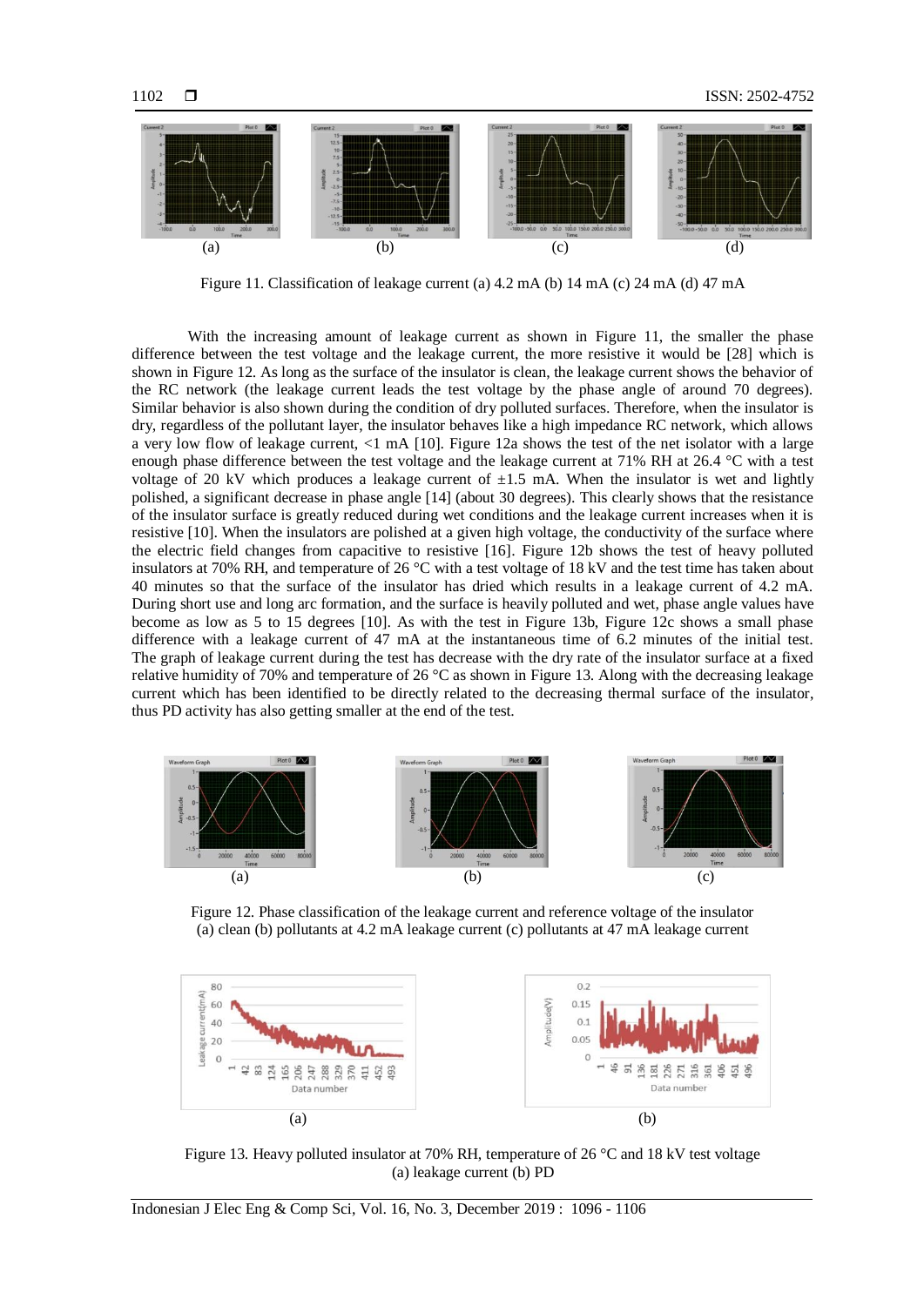(a) (b) (c) (d)

Figure 11. Classification of leakage current (a) 4.2 mA (b) 14 mA (c) 24 mA (d) 47 mA

With the increasing amount of leakage current as shown in Figure 11, the smaller the phase difference between the test voltage and the leakage current, the more resistive it would be [28] which is shown in Figure 12. As long as the surface of the insulator is clean, the leakage current shows the behavior of the RC network (the leakage current leads the test voltage by the phase angle of around 70 degrees). Similar behavior is also shown during the condition of dry polluted surfaces. Therefore, when the insulator is dry, regardless of the pollutant layer, the insulator behaves like a high impedance RC network, which allows a very low flow of leakage current, <1 mA [10]. Figure 12a shows the test of the net isolator with a large enough phase difference between the test voltage and the leakage current at 71% RH at 26.4 °C with a test voltage of 20 kV which produces a leakage current of ±1.5 mA. When the insulator is wet and lightly polished, a significant decrease in phase angle [14] (about 30 degrees). This clearly shows that the resistance of the insulator surface is greatly reduced during wet conditions and the leakage current increases when it is resistive [10]. When the insulators are polished at a given high voltage, the conductivity of the surface where the electric field changes from capacitive to resistive [16]. Figure 12b shows the test of heavy polluted insulators at 70% RH, and temperature of 26 °C with a test voltage of 18 kV and the test time has taken about 40 minutes so that the surface of the insulator has dried which results in a leakage current of 4.2 mA. During short use and long arc formation, and the surface is heavily polluted and wet, phase angle values have become as low as 5 to 15 degrees [10]. As with the test in Figure 13b, Figure 12c shows a small phase difference with a leakage current of 47 mA at the instantaneous time of 6.2 minutes of the initial test. The graph of leakage current during the test has decrease with the dry rate of the insulator surface at a fixed relative humidity of 70% and temperature of 26 °C as shown in Figure 13. Along with the decreasing leakage current which has been identified to be directly related to the decreasing thermal surface of the insulator, thus PD activity has also getting smaller at the end of the test.

(a) (b) (c)

Figure 12. Phase classification of the leakage current and reference voltage of the insulator (a) clean (b) pollutants at 4.2 mA leakage current (c) pollutants at 47 mA leakage current

(a) (b)

Figure 13. Heavy polluted insulator at 70% RH, temperature of 26 °C and 18 kV test voltage (a) leakage current (b) PD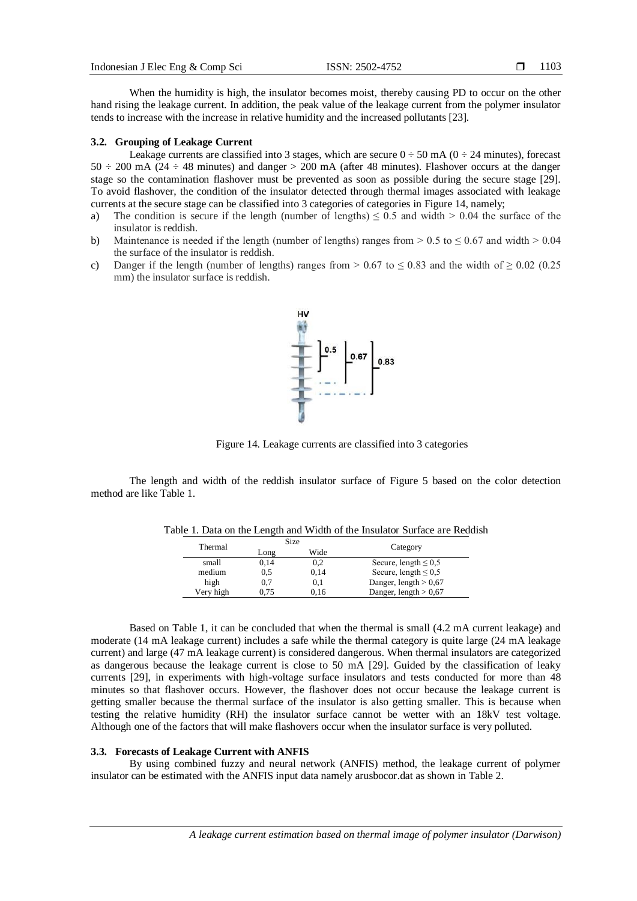When the humidity is high, the insulator becomes moist, thereby causing PD to occur on the other hand rising the leakage current. In addition, the peak value of the leakage current from the polymer insulator tends to increase with the increase in relative humidity and the increased pollutants [23].

### 3.2. Grouping of Leakage Current

Leakage currents are classified into 3 stages, which are secure 0 ÷ 50 mA (0 ÷ 24 minutes), forecast 50 ÷ 200 mA (24 ÷ 48 minutes) and danger > 200 mA (after 48 minutes). Flashover occurs at the danger stage so the contamination flashover must be prevented as soon as possible during the secure stage [29]. To avoid flashover, the condition of the insulator detected through thermal images associated with leakage currents at the secure stage can be classified into 3 categories of categories in Figure 14, namely;

a) The condition is secure if the length (number of lengths) ≤ 0.5 and width > 0.04 the surface of the insulator is reddish.
b) Maintenance is needed if the length (number of lengths) ranges from > 0.5 to ≤ 0.67 and width > 0.04 the surface of the insulator is reddish.
c) Danger if the length (number of lengths) ranges from > 0.67 to ≤ 0.83 and the width of ≥ 0.02 (0.25 mm) the insulator surface is reddish.

Figure 14. Leakage currents are classified into 3 categories

The length and width of the reddish insulator surface of Figure 5 based on the color detection method are like Table 1.

Table 1. Data on the Length and Width of the Insulator Surface are Reddish

| Thermal | Size | | Category |
|---|---|---|---|
| | Long | Wide | |
| small | 0,14 | 0,2 | Secure, length ≤ 0,5 |
| medium | 0,5 | 0,14 | Secure, length ≤ 0,5 |
| high | 0,7 | 0,1 | Danger, length > 0,67 |
| Very high | 0,75 | 0,16 | Danger, length > 0,67 |

Based on Table 1, it can be concluded that when the thermal is small (4.2 mA current leakage) and moderate (14 mA leakage current) includes a safe while the thermal category is quite large (24 mA leakage current) and large (47 mA leakage current) is considered dangerous. When thermal insulators are categorized as dangerous because the leakage current is close to 50 mA [29]. Guided by the classification of leaky currents [29], in experiments with high-voltage surface insulators and tests conducted for more than 48 minutes so that flashover occurs. However, the flashover does not occur because the leakage current is getting smaller because the thermal surface of the insulator is also getting smaller. This is because when testing the relative humidity (RH) the insulator surface cannot be wetter with an 18kV test voltage. Although one of the factors that will make flashovers occur when the insulator surface is very polluted.

### 3.3. Forecasts of Leakage Current with ANFIS

By using combined fuzzy and neural network (ANFIS) method, the leakage current of polymer insulator can be estimated with the ANFIS input data namely arusbocor.dat as shown in Table 2.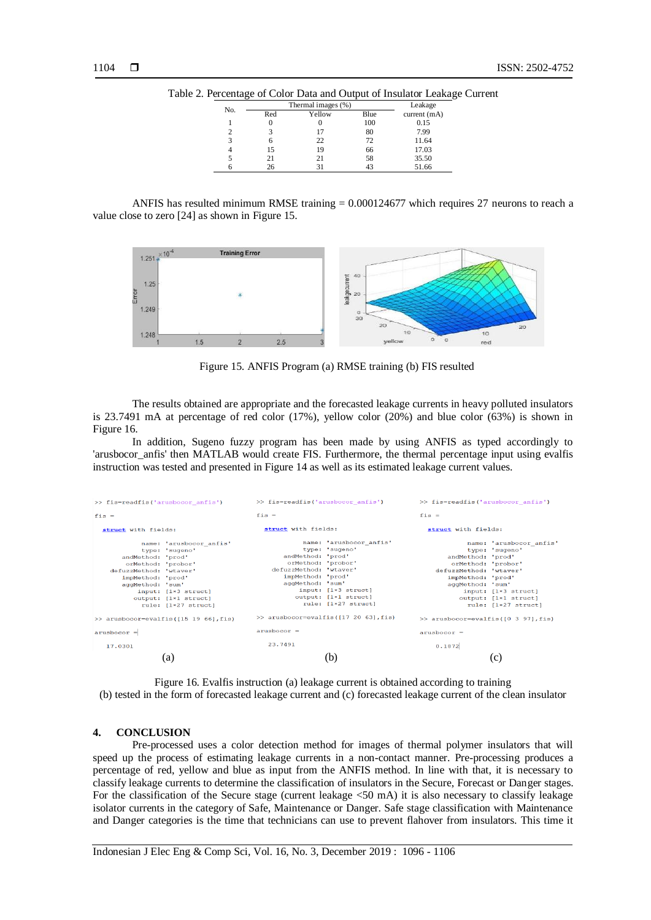Table 2. Percentage of Color Data and Output of Insulator Leakage Current

| No. | Thermal images (%) | | | Leakage current (mA) |
|---|---|---|---|---|
| | Red | Yellow | Blue | |
| 1 | 0 | 0 | 100 | 0.15 |
| 2 | 3 | 17 | 80 | 7.99 |
| 3 | 6 | 22 | 72 | 11.64 |
| 4 | 15 | 19 | 66 | 17.03 |
| 5 | 21 | 21 | 58 | 35.50 |
| 6 | 26 | 31 | 43 | 51.66 |

ANFIS has resulted minimum RMSE training = 0.000124677 which requires 27 neurons to reach a value close to zero [24] as shown in Figure 15.

Figure 15. ANFIS Program (a) RMSE training (b) FIS resulted

The results obtained are appropriate and the forecasted leakage currents in heavy polluted insulators is 23.7491 mA at percentage of red color (17%), yellow color (20%) and blue color (63%) is shown in Figure 16.

In addition, Sugeno fuzzy program has been made by using ANFIS as typed accordingly to 'arusbocor_anfis' then MATLAB would create FIS. Furthermore, the thermal percentage input using evalfis instruction was tested and presented in Figure 14 as well as its estimated leakage current values.

(a)

```
>> fis=readfis('arusbocor_anfis')

fis =

  struct with fields:

          name: 'arusbocor_anfis'
          type: 'sugeno'
     andMethod: 'prod'
      orMethod: 'probor'
 defuzzMethod: 'wtaver'
     impMethod: 'prod'
     aggMethod: 'sum'
         input: [1×3 struct]
        output: [1×1 struct]
          rule: [1×27 struct]

>> arusbocor=evalfis([15 19 66],fis)

arusbocor =

   17.0301
```

(b)

```
>> fis=readfis('arusbocor_anfis')

fis =

  struct with fields:

          name: 'arusbocor_anfis'
          type: 'sugeno'
     andMethod: 'prod'
      orMethod: 'probor'
 defuzzMethod: 'wtaver'
     impMethod: 'prod'
     aggMethod: 'sum'
         input: [1×3 struct]
        output: [1×1 struct]
          rule: [1×27 struct]

>> arusbocor=evalfis([17 20 63],fis)

arusbocor =

   23.7491
```

(c)

```
>> fis=readfis('arusbocor_anfis')

fis =

  struct with fields:

          name: 'arusbocor_anfis'
          type: 'sugeno'
     andMethod: 'prod'
      orMethod: 'probor'
 defuzzMethod: 'wtaver'
     impMethod: 'prod'
     aggMethod: 'sum'
         input: [1×3 struct]
        output: [1×1 struct]
          rule: [1×27 struct]

>> arusbocor=evalfis([0 3 97],fis)

arusbocor =

    0.1872
```

Figure 16. Evalfis instruction (a) leakage current is obtained according to training
(b) tested in the form of forecasted leakage current and (c) forecasted leakage current of the clean insulator

## 4. CONCLUSION

Pre-processed uses a color detection method for images of thermal polymer insulators that will speed up the process of estimating leakage currents in a non-contact manner. Pre-processing produces a percentage of red, yellow and blue as input from the ANFIS method. In line with that, it is necessary to classify leakage currents to determine the classification of insulators in the Secure, Forecast or Danger stages. For the classification of the Secure stage (current leakage <50 mA) it is also necessary to classify leakage isolator currents in the category of Safe, Maintenance or Danger. Safe stage classification with Maintenance and Danger categories is the time that technicians can use to prevent flahover from insulators. This time it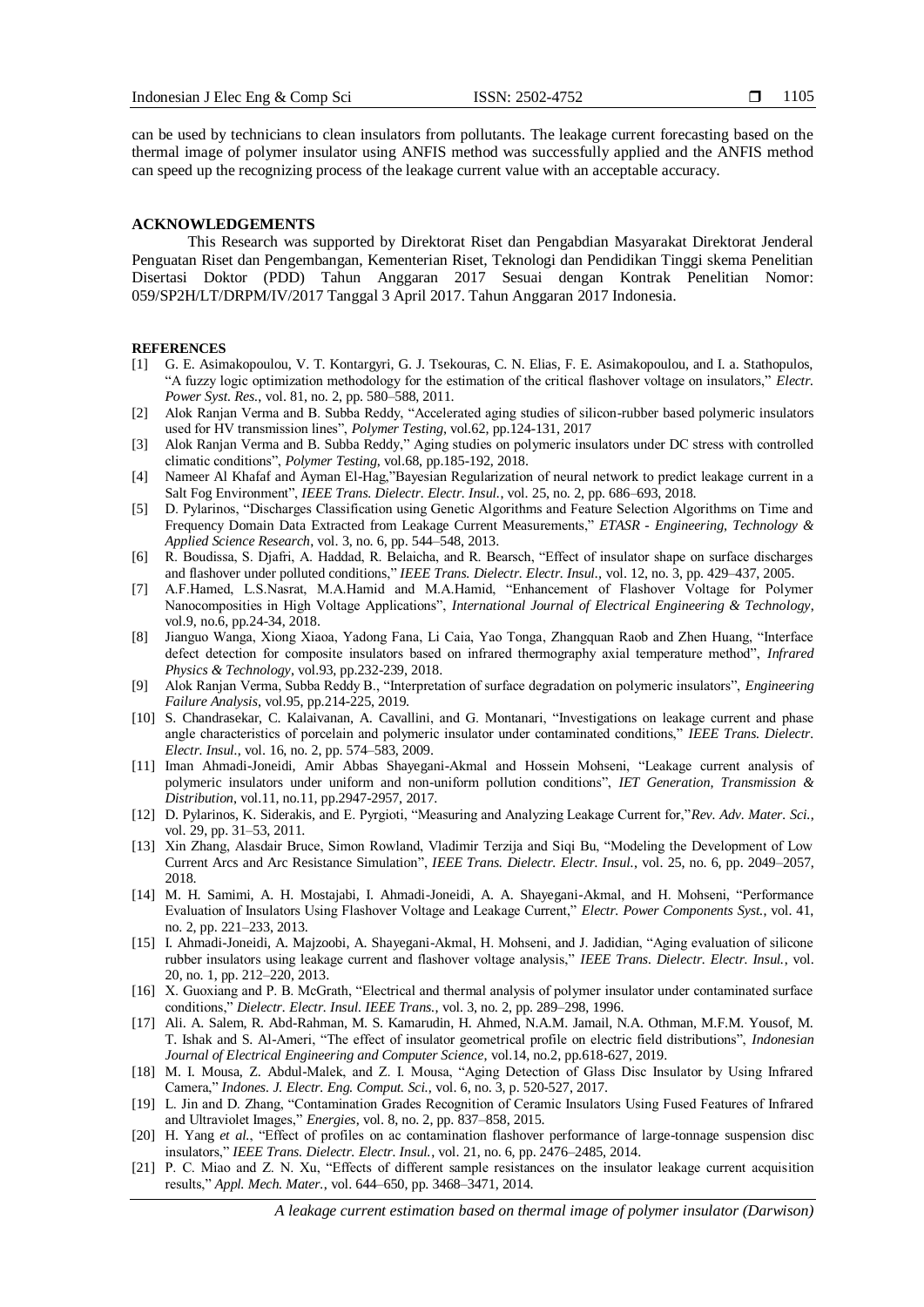can be used by technicians to clean insulators from pollutants. The leakage current forecasting based on the thermal image of polymer insulator using ANFIS method was successfully applied and the ANFIS method can speed up the recognizing process of the leakage current value with an acceptable accuracy.

## ACKNOWLEDGEMENTS

This Research was supported by Direktorat Riset dan Pengabdian Masyarakat Direktorat Jenderal Penguatan Riset dan Pengembangan, Kementerian Riset, Teknologi dan Pendidikan Tinggi skema Penelitian Disertasi Doktor (PDD) Tahun Anggaran 2017 Sesuai dengan Kontrak Penelitian Nomor: 059/SP2H/LT/DRPM/IV/2017 Tanggal 3 April 2017. Tahun Anggaran 2017 Indonesia.

## REFERENCES

[1] G. E. Asimakopoulou, V. T. Kontargyri, G. J. Tsekouras, C. N. Elias, F. E. Asimakopoulou, and I. a. Stathopulos, "A fuzzy logic optimization methodology for the estimation of the critical flashover voltage on insulators," *Electr. Power Syst. Res.*, vol. 81, no. 2, pp. 580–588, 2011.

[2] Alok Ranjan Verma and B. Subba Reddy, "Accelerated aging studies of silicon-rubber based polymeric insulators used for HV transmission lines", *Polymer Testing*, vol.62, pp.124-131, 2017

[3] Alok Ranjan Verma and B. Subba Reddy," Aging studies on polymeric insulators under DC stress with controlled climatic conditions", *Polymer Testing*, vol.68, pp.185-192, 2018.

[4] Nameer Al Khafaf and Ayman El-Hag,"Bayesian Regularization of neural network to predict leakage current in a Salt Fog Environment", *IEEE Trans. Dielectr. Electr. Insul.*, vol. 25, no. 2, pp. 686–693, 2018.

[5] D. Pylarinos, "Discharges Classification using Genetic Algorithms and Feature Selection Algorithms on Time and Frequency Domain Data Extracted from Leakage Current Measurements," *ETASR - Engineering, Technology & Applied Science Research*, vol. 3, no. 6, pp. 544–548, 2013.

[6] R. Boudissa, S. Djafri, A. Haddad, R. Belaicha, and R. Bearsch, "Effect of insulator shape on surface discharges and flashover under polluted conditions," *IEEE Trans. Dielectr. Electr. Insul.*, vol. 12, no. 3, pp. 429–437, 2005.

[7] A.F.Hamed, L.S.Nasrat, M.A.Hamid and M.A.Hamid, "Enhancement of Flashover Voltage for Polymer Nanocomposities in High Voltage Applications", *International Journal of Electrical Engineering & Technology*, vol.9, no.6, pp.24-34, 2018.

[8] Jianguo Wanga, Xiong Xiaoa, Yadong Fana, Li Caia, Yao Tonga, Zhangquan Raob and Zhen Huang, "Interface defect detection for composite insulators based on infrared thermography axial temperature method", *Infrared Physics & Technology*, vol.93, pp.232-239, 2018.

[9] Alok Ranjan Verma, Subba Reddy B., "Interpretation of surface degradation on polymeric insulators", *Engineering Failure Analysis*, vol.95, pp.214-225, 2019.

[10] S. Chandrasekar, C. Kalaivanan, A. Cavallini, and G. Montanari, "Investigations on leakage current and phase angle characteristics of porcelain and polymeric insulator under contaminated conditions," *IEEE Trans. Dielectr. Electr. Insul.*, vol. 16, no. 2, pp. 574–583, 2009.

[11] Iman Ahmadi-Joneidi, Amir Abbas Shayegani-Akmal and Hossein Mohseni, "Leakage current analysis of polymeric insulators under uniform and non-uniform pollution conditions", *IET Generation, Transmission & Distribution*, vol.11, no.11, pp.2947-2957, 2017.

[12] D. Pylarinos, K. Siderakis, and E. Pyrgioti, "Measuring and Analyzing Leakage Current for,"*Rev. Adv. Mater. Sci.*, vol. 29, pp. 31–53, 2011.

[13] Xin Zhang, Alasdair Bruce, Simon Rowland, Vladimir Terzija and Siqi Bu, "Modeling the Development of Low Current Arcs and Arc Resistance Simulation", *IEEE Trans. Dielectr. Electr. Insul.*, vol. 25, no. 6, pp. 2049–2057, 2018.

[14] M. H. Samimi, A. H. Mostajabi, I. Ahmadi-Joneidi, A. A. Shayegani-Akmal, and H. Mohseni, "Performance Evaluation of Insulators Using Flashover Voltage and Leakage Current," *Electr. Power Components Syst.*, vol. 41, no. 2, pp. 221–233, 2013.

[15] I. Ahmadi-Joneidi, A. Majzoobi, A. Shayegani-Akmal, H. Mohseni, and J. Jadidian, "Aging evaluation of silicone rubber insulators using leakage current and flashover voltage analysis," *IEEE Trans. Dielectr. Electr. Insul.*, vol. 20, no. 1, pp. 212–220, 2013.

[16] X. Guoxiang and P. B. McGrath, "Electrical and thermal analysis of polymer insulator under contaminated surface conditions," *Dielectr. Electr. Insul. IEEE Trans.*, vol. 3, no. 2, pp. 289–298, 1996.

[17] Ali. A. Salem, R. Abd-Rahman, M. S. Kamarudin, H. Ahmed, N.A.M. Jamail, N.A. Othman, M.F.M. Yousof, M. T. Ishak and S. Al-Ameri, "The effect of insulator geometrical profile on electric field distributions", *Indonesian Journal of Electrical Engineering and Computer Science*, vol.14, no.2, pp.618-627, 2019.

[18] M. I. Mousa, Z. Abdul-Malek, and Z. I. Mousa, "Aging Detection of Glass Disc Insulator by Using Infrared Camera," *Indones. J. Electr. Eng. Comput. Sci.*, vol. 6, no. 3, p. 520-527, 2017.

[19] L. Jin and D. Zhang, "Contamination Grades Recognition of Ceramic Insulators Using Fused Features of Infrared and Ultraviolet Images," *Energies*, vol. 8, no. 2, pp. 837–858, 2015.

[20] H. Yang *et al.*, "Effect of profiles on ac contamination flashover performance of large-tonnage suspension disc insulators," *IEEE Trans. Dielectr. Electr. Insul.*, vol. 21, no. 6, pp. 2476–2485, 2014.

[21] P. C. Miao and Z. N. Xu, "Effects of different sample resistances on the insulator leakage current acquisition results," *Appl. Mech. Mater.*, vol. 644–650, pp. 3468–3471, 2014.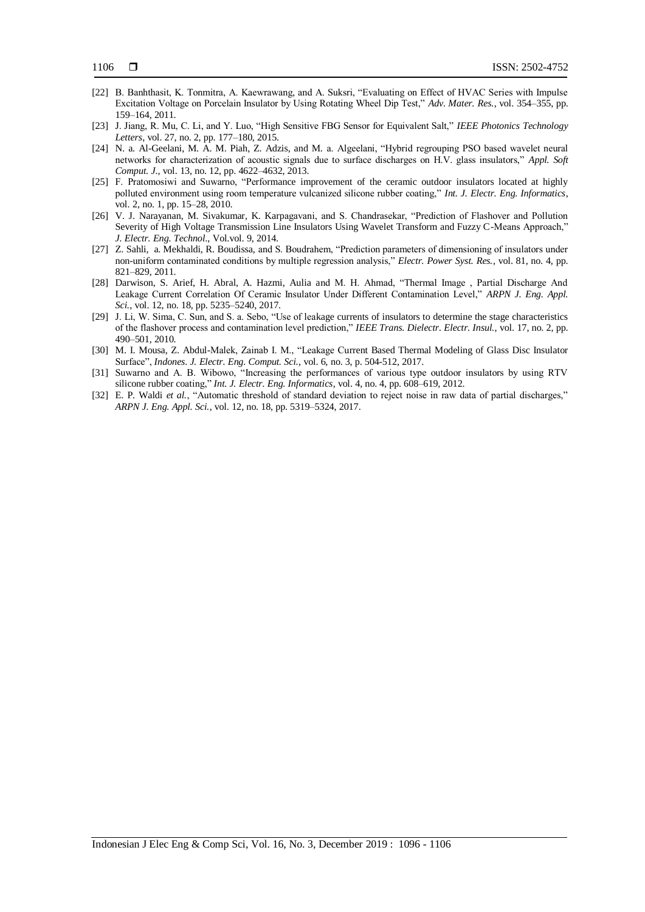[22] B. Banhthasit, K. Tonmitra, A. Kaewrawang, and A. Suksri, "Evaluating on Effect of HVAC Series with Impulse Excitation Voltage on Porcelain Insulator by Using Rotating Wheel Dip Test," *Adv. Mater. Res.*, vol. 354–355, pp. 159–164, 2011.

[23] J. Jiang, R. Mu, C. Li, and Y. Luo, "High Sensitive FBG Sensor for Equivalent Salt," *IEEE Photonics Technology Letters*, vol. 27, no. 2, pp. 177–180, 2015.

[24] N. a. Al-Geelani, M. A. M. Piah, Z. Adzis, and M. a. Algeelani, "Hybrid regrouping PSO based wavelet neural networks for characterization of acoustic signals due to surface discharges on H.V. glass insulators," *Appl. Soft Comput. J.*, vol. 13, no. 12, pp. 4622–4632, 2013.

[25] F. Pratomosiwi and Suwarno, "Performance improvement of the ceramic outdoor insulators located at highly polluted environment using room temperature vulcanized silicone rubber coating," *Int. J. Electr. Eng. Informatics*, vol. 2, no. 1, pp. 15–28, 2010.

[26] V. J. Narayanan, M. Sivakumar, K. Karpagavani, and S. Chandrasekar, "Prediction of Flashover and Pollution Severity of High Voltage Transmission Line Insulators Using Wavelet Transform and Fuzzy C-Means Approach," *J. Electr. Eng. Technol.*, Vol.vol. 9, 2014.

[27] Z. Sahli, a. Mekhaldi, R. Boudissa, and S. Boudrahem, "Prediction parameters of dimensioning of insulators under non-uniform contaminated conditions by multiple regression analysis," *Electr. Power Syst. Res.*, vol. 81, no. 4, pp. 821–829, 2011.

[28] Darwison, S. Arief, H. Abral, A. Hazmi, Aulia and M. H. Ahmad, "Thermal Image , Partial Discharge And Leakage Current Correlation Of Ceramic Insulator Under Different Contamination Level," *ARPN J. Eng. Appl. Sci.*, vol. 12, no. 18, pp. 5235–5240, 2017.

[29] J. Li, W. Sima, C. Sun, and S. a. Sebo, "Use of leakage currents of insulators to determine the stage characteristics of the flashover process and contamination level prediction," *IEEE Trans. Dielectr. Electr. Insul.*, vol. 17, no. 2, pp. 490–501, 2010.

[30] M. I. Mousa, Z. Abdul-Malek, Zainab I. M., "Leakage Current Based Thermal Modeling of Glass Disc Insulator Surface", *Indones. J. Electr. Eng. Comput. Sci.*, vol. 6, no. 3, p. 504-512, 2017.

[31] Suwarno and A. B. Wibowo, "Increasing the performances of various type outdoor insulators by using RTV silicone rubber coating," *Int. J. Electr. Eng. Informatics*, vol. 4, no. 4, pp. 608–619, 2012.

[32] E. P. Waldi *et al.*, "Automatic threshold of standard deviation to reject noise in raw data of partial discharges," *ARPN J. Eng. Appl. Sci.*, vol. 12, no. 18, pp. 5319–5324, 2017.